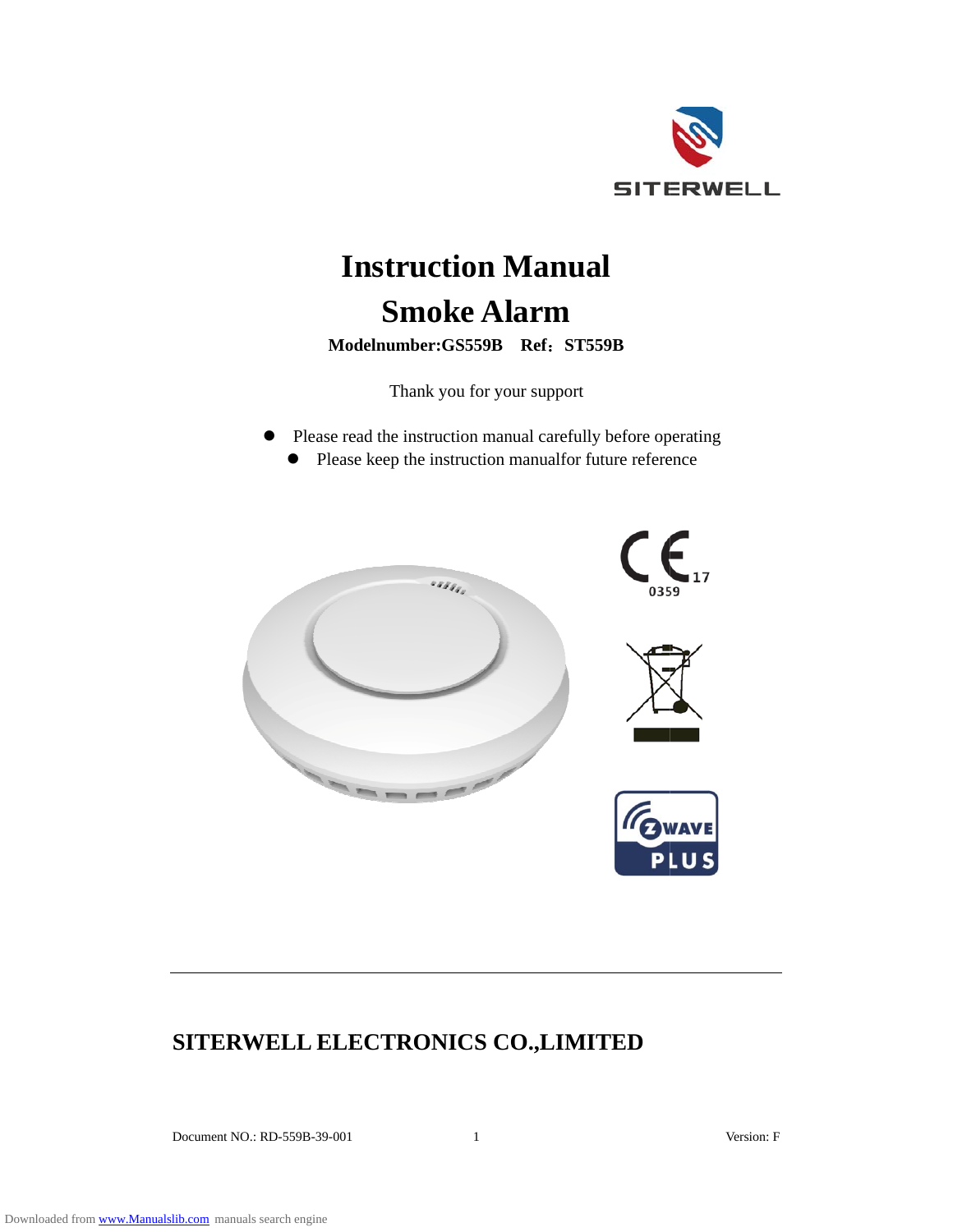SITERWELL

# Instruction Manual

# Smoke Alarm

**Modelnumber:GS559B Ref：ST559B**

Thank you for your support

- Please read the instruction manual carefully before operating
- Please keep the instruction manualfor future reference

CE 17
0359

Z-WAVE PLUS

## SITERWELL ELECTRONICS CO.,LIMITED

Document NO.: RD-559B-39-001 Version: F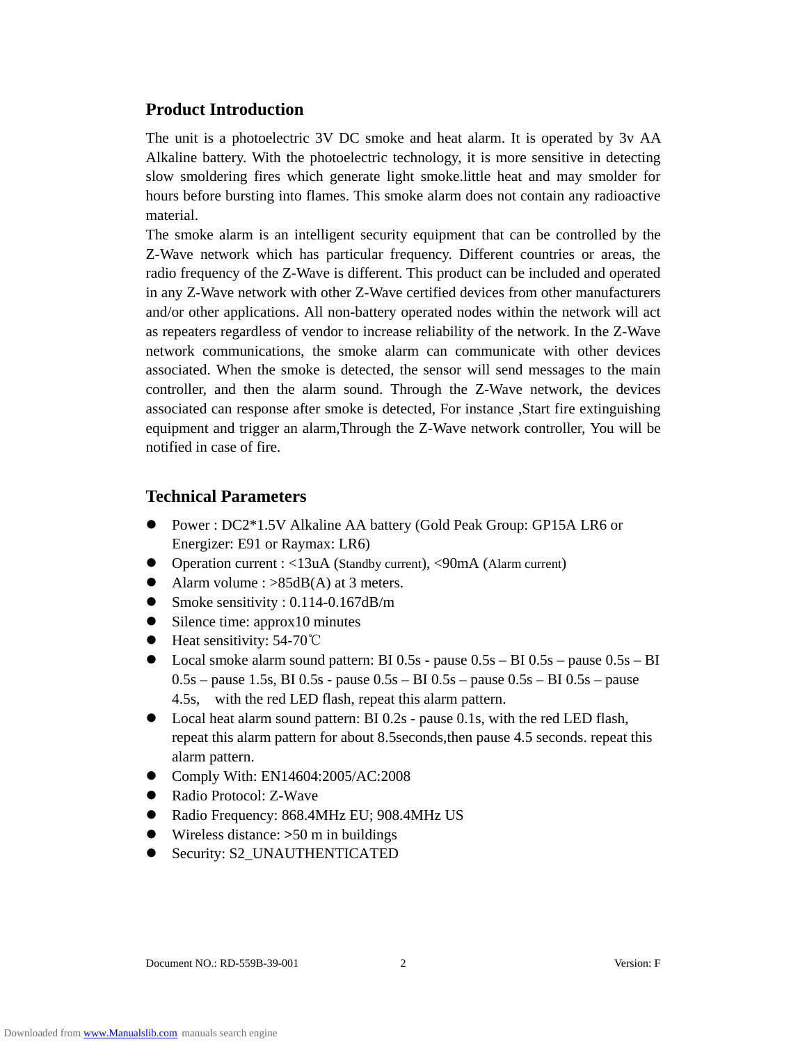## Product Introduction

The unit is a photoelectric 3V DC smoke and heat alarm. It is operated by 3v AA Alkaline battery. With the photoelectric technology, it is more sensitive in detecting slow smoldering fires which generate light smoke.little heat and may smolder for hours before bursting into flames. This smoke alarm does not contain any radioactive material.

The smoke alarm is an intelligent security equipment that can be controlled by the Z-Wave network which has particular frequency. Different countries or areas, the radio frequency of the Z-Wave is different. This product can be included and operated in any Z-Wave network with other Z-Wave certified devices from other manufacturers and/or other applications. All non-battery operated nodes within the network will act as repeaters regardless of vendor to increase reliability of the network. In the Z-Wave network communications, the smoke alarm can communicate with other devices associated. When the smoke is detected, the sensor will send messages to the main controller, and then the alarm sound. Through the Z-Wave network, the devices associated can response after smoke is detected, For instance ,Start fire extinguishing equipment and trigger an alarm,Through the Z-Wave network controller, You will be notified in case of fire.

## Technical Parameters

- Power : DC2*1.5V Alkaline AA battery (Gold Peak Group: GP15A LR6 or Energizer: E91 or Raymax: LR6)
- Operation current : <13uA (Standby current), <90mA (Alarm current)
- Alarm volume : >85dB(A) at 3 meters.
- Smoke sensitivity : 0.114-0.167dB/m
- Silence time: approx10 minutes
- Heat sensitivity: 54-70℃
- Local smoke alarm sound pattern: BI 0.5s - pause 0.5s – BI 0.5s – pause 0.5s – BI 0.5s – pause 1.5s, BI 0.5s - pause 0.5s – BI 0.5s – pause 0.5s – BI 0.5s – pause 4.5s, with the red LED flash, repeat this alarm pattern.
- Local heat alarm sound pattern: BI 0.2s - pause 0.1s, with the red LED flash, repeat this alarm pattern for about 8.5seconds,then pause 4.5 seconds. repeat this alarm pattern.
- Comply With: EN14604:2005/AC:2008
- Radio Protocol: Z-Wave
- Radio Frequency: 868.4MHz EU; 908.4MHz US
- Wireless distance: >50 m in buildings
- Security: S2_UNAUTHENTICATED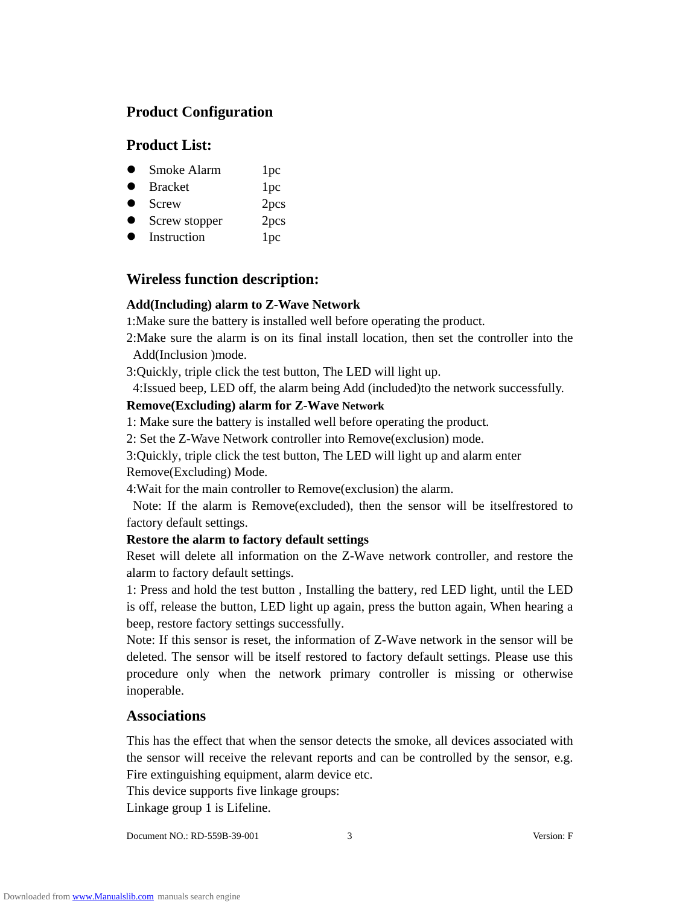## Product Configuration

## Product List:

- Smoke Alarm 1pc
- Bracket 1pc
- Screw 2pcs
- Screw stopper 2pcs
- Instruction 1pc

## Wireless function description:

**Add(Including) alarm to Z-Wave Network**

1:Make sure the battery is installed well before operating the product.

2:Make sure the alarm is on its final install location, then set the controller into the Add(Inclusion )mode.

3:Quickly, triple click the test button, The LED will light up.

4:Issued beep, LED off, the alarm being Add (included)to the network successfully.

**Remove(Excluding) alarm for Z-Wave Network**

1: Make sure the battery is installed well before operating the product.

2: Set the Z-Wave Network controller into Remove(exclusion) mode.

3:Quickly, triple click the test button, The LED will light up and alarm enter Remove(Excluding) Mode.

4:Wait for the main controller to Remove(exclusion) the alarm.

Note: If the alarm is Remove(excluded), then the sensor will be itselfrestored to factory default settings.

**Restore the alarm to factory default settings**

Reset will delete all information on the Z-Wave network controller, and restore the alarm to factory default settings.

1: Press and hold the test button , Installing the battery, red LED light, until the LED is off, release the button, LED light up again, press the button again, When hearing a beep, restore factory settings successfully.

Note: If this sensor is reset, the information of Z-Wave network in the sensor will be deleted. The sensor will be itself restored to factory default settings. Please use this procedure only when the network primary controller is missing or otherwise inoperable.

## Associations

This has the effect that when the sensor detects the smoke, all devices associated with the sensor will receive the relevant reports and can be controlled by the sensor, e.g. Fire extinguishing equipment, alarm device etc.

This device supports five linkage groups:

Linkage group 1 is Lifeline.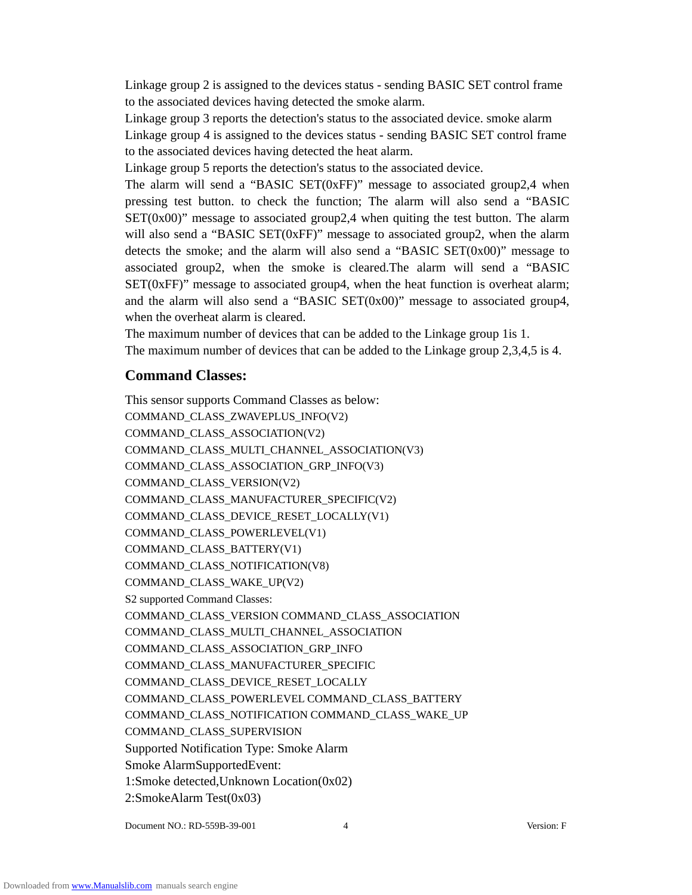Linkage group 2 is assigned to the devices status - sending BASIC SET control frame to the associated devices having detected the smoke alarm.
Linkage group 3 reports the detection's status to the associated device. smoke alarm
Linkage group 4 is assigned to the devices status - sending BASIC SET control frame to the associated devices having detected the heat alarm.
Linkage group 5 reports the detection's status to the associated device.
The alarm will send a "BASIC SET(0xFF)" message to associated group2,4 when pressing test button. to check the function; The alarm will also send a "BASIC SET(0x00)" message to associated group2,4 when quiting the test button. The alarm will also send a "BASIC SET(0xFF)" message to associated group2, when the alarm detects the smoke; and the alarm will also send a "BASIC SET(0x00)" message to associated group2, when the smoke is cleared.The alarm will send a "BASIC SET(0xFF)" message to associated group4, when the heat function is overheat alarm; and the alarm will also send a "BASIC SET(0x00)" message to associated group4, when the overheat alarm is cleared.
The maximum number of devices that can be added to the Linkage group 1is 1.
The maximum number of devices that can be added to the Linkage group 2,3,4,5 is 4.

## Command Classes:

This sensor supports Command Classes as below:
COMMAND_CLASS_ZWAVEPLUS_INFO(V2)
COMMAND_CLASS_ASSOCIATION(V2)
COMMAND_CLASS_MULTI_CHANNEL_ASSOCIATION(V3)
COMMAND_CLASS_ASSOCIATION_GRP_INFO(V3)
COMMAND_CLASS_VERSION(V2)
COMMAND_CLASS_MANUFACTURER_SPECIFIC(V2)
COMMAND_CLASS_DEVICE_RESET_LOCALLY(V1)
COMMAND_CLASS_POWERLEVEL(V1)
COMMAND_CLASS_BATTERY(V1)
COMMAND_CLASS_NOTIFICATION(V8)
COMMAND_CLASS_WAKE_UP(V2)
S2 supported Command Classes:
COMMAND_CLASS_VERSION COMMAND_CLASS_ASSOCIATION
COMMAND_CLASS_MULTI_CHANNEL_ASSOCIATION
COMMAND_CLASS_ASSOCIATION_GRP_INFO
COMMAND_CLASS_MANUFACTURER_SPECIFIC
COMMAND_CLASS_DEVICE_RESET_LOCALLY
COMMAND_CLASS_POWERLEVEL COMMAND_CLASS_BATTERY
COMMAND_CLASS_NOTIFICATION COMMAND_CLASS_WAKE_UP
COMMAND_CLASS_SUPERVISION
Supported Notification Type: Smoke Alarm
Smoke AlarmSupportedEvent:
1:Smoke detected,Unknown Location(0x02)
2:SmokeAlarm Test(0x03)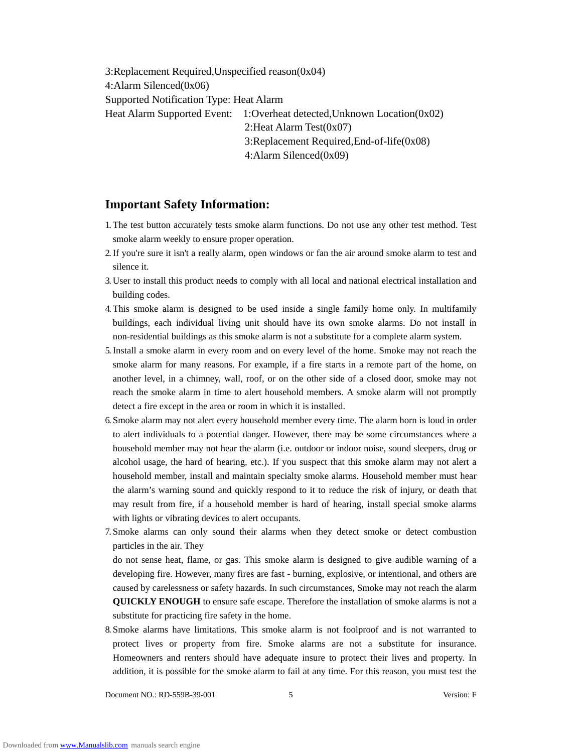3:Replacement Required,Unspecified reason(0x04)
4:Alarm Silenced(0x06)
Supported Notification Type: Heat Alarm
Heat Alarm Supported Event: 1:Overheat detected,Unknown Location(0x02)
2:Heat Alarm Test(0x07)
3:Replacement Required,End-of-life(0x08)
4:Alarm Silenced(0x09)

## Important Safety Information:

1. The test button accurately tests smoke alarm functions. Do not use any other test method. Test smoke alarm weekly to ensure proper operation.
2. If you're sure it isn't a really alarm, open windows or fan the air around smoke alarm to test and silence it.
3. User to install this product needs to comply with all local and national electrical installation and building codes.
4. This smoke alarm is designed to be used inside a single family home only. In multifamily buildings, each individual living unit should have its own smoke alarms. Do not install in non-residential buildings as this smoke alarm is not a substitute for a complete alarm system.
5. Install a smoke alarm in every room and on every level of the home. Smoke may not reach the smoke alarm for many reasons. For example, if a fire starts in a remote part of the home, on another level, in a chimney, wall, roof, or on the other side of a closed door, smoke may not reach the smoke alarm in time to alert household members. A smoke alarm will not promptly detect a fire except in the area or room in which it is installed.
6. Smoke alarm may not alert every household member every time. The alarm horn is loud in order to alert individuals to a potential danger. However, there may be some circumstances where a household member may not hear the alarm (i.e. outdoor or indoor noise, sound sleepers, drug or alcohol usage, the hard of hearing, etc.). If you suspect that this smoke alarm may not alert a household member, install and maintain specialty smoke alarms. Household member must hear the alarm's warning sound and quickly respond to it to reduce the risk of injury, or death that may result from fire, if a household member is hard of hearing, install special smoke alarms with lights or vibrating devices to alert occupants.
7. Smoke alarms can only sound their alarms when they detect smoke or detect combustion particles in the air. They
   do not sense heat, flame, or gas. This smoke alarm is designed to give audible warning of a developing fire. However, many fires are fast - burning, explosive, or intentional, and others are caused by carelessness or safety hazards. In such circumstances, Smoke may not reach the alarm **QUICKLY ENOUGH** to ensure safe escape. Therefore the installation of smoke alarms is not a substitute for practicing fire safety in the home.
8. Smoke alarms have limitations. This smoke alarm is not foolproof and is not warranted to protect lives or property from fire. Smoke alarms are not a substitute for insurance. Homeowners and renters should have adequate insure to protect their lives and property. In addition, it is possible for the smoke alarm to fail at any time. For this reason, you must test the

Document NO.: RD-559B-39-001 Version: F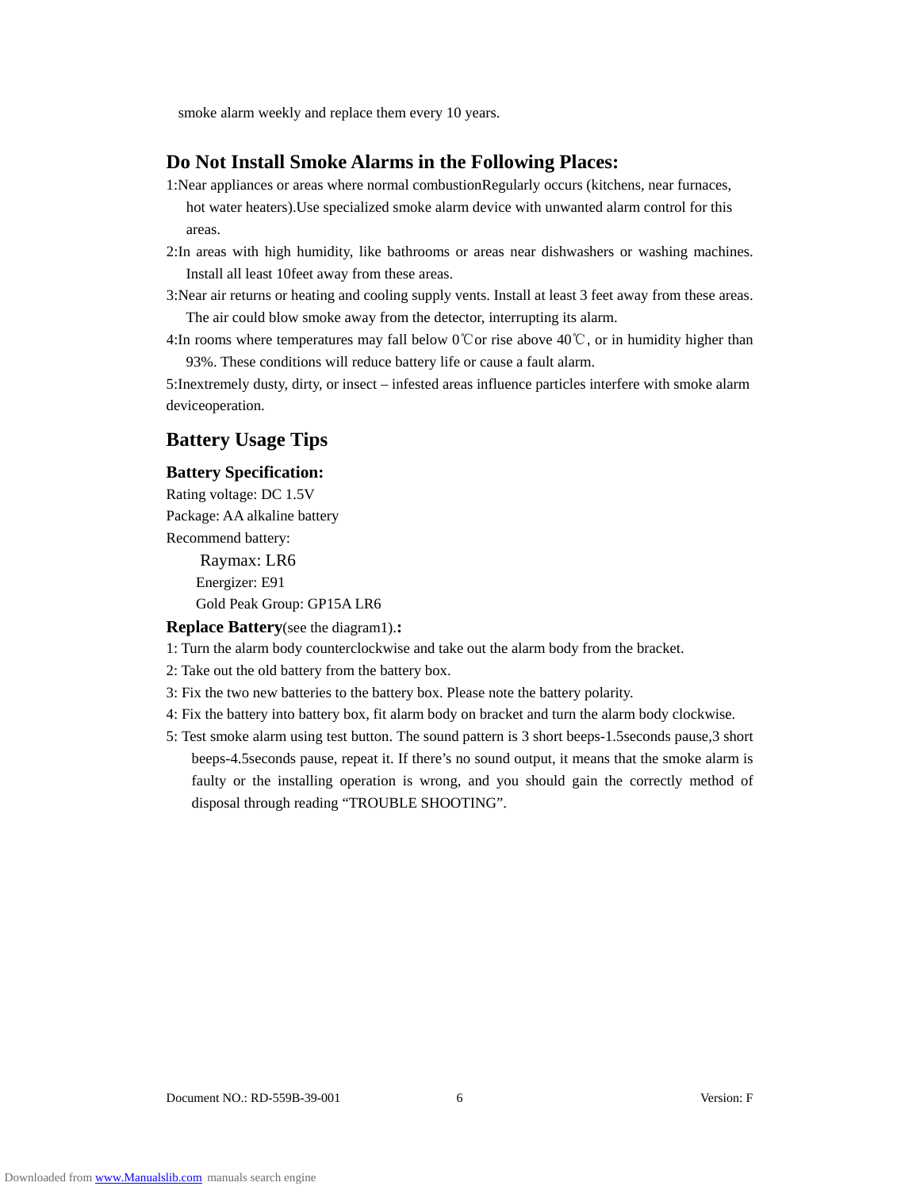smoke alarm weekly and replace them every 10 years.

## Do Not Install Smoke Alarms in the Following Places:

1:Near appliances or areas where normal combustionRegularly occurs (kitchens, near furnaces, hot water heaters).Use specialized smoke alarm device with unwanted alarm control for this areas.

2:In areas with high humidity, like bathrooms or areas near dishwashers or washing machines. Install all least 10feet away from these areas.

3:Near air returns or heating and cooling supply vents. Install at least 3 feet away from these areas. The air could blow smoke away from the detector, interrupting its alarm.

4:In rooms where temperatures may fall below 0℃or rise above 40℃, or in humidity higher than 93%. These conditions will reduce battery life or cause a fault alarm.

5:Inextremely dusty, dirty, or insect – infested areas influence particles interfere with smoke alarm deviceoperation.

## Battery Usage Tips

### Battery Specification:

Rating voltage: DC 1.5V

Package: AA alkaline battery

Recommend battery:

Raymax: LR6

Energizer: E91

Gold Peak Group: GP15A LR6

**Replace Battery**(see the diagram1).**:**

1: Turn the alarm body counterclockwise and take out the alarm body from the bracket.

2: Take out the old battery from the battery box.

3: Fix the two new batteries to the battery box. Please note the battery polarity.

4: Fix the battery into battery box, fit alarm body on bracket and turn the alarm body clockwise.

5: Test smoke alarm using test button. The sound pattern is 3 short beeps-1.5seconds pause,3 short beeps-4.5seconds pause, repeat it. If there's no sound output, it means that the smoke alarm is faulty or the installing operation is wrong, and you should gain the correctly method of disposal through reading "TROUBLE SHOOTING".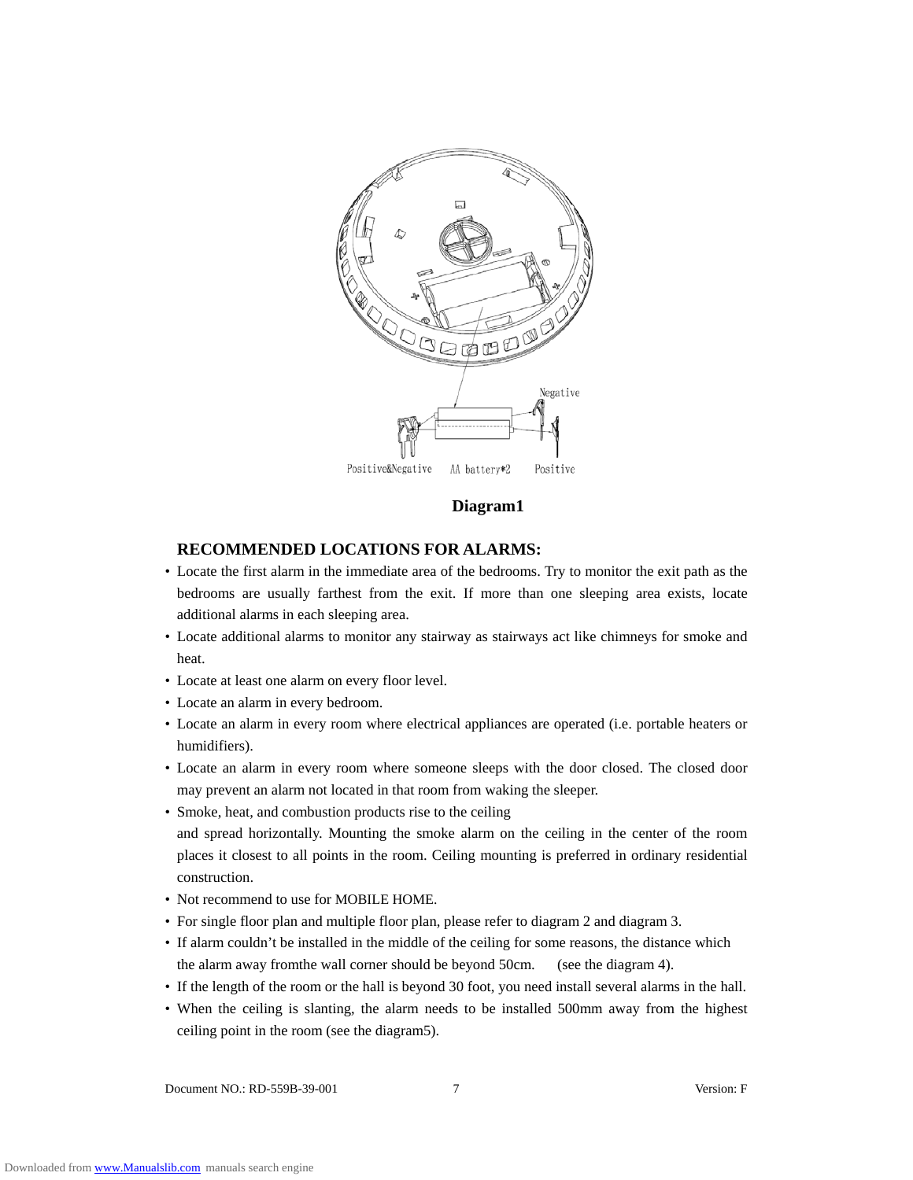Negative

Positive&Negative AA battery*2 Positive

**Diagram1**

## RECOMMENDED LOCATIONS FOR ALARMS:

- Locate the first alarm in the immediate area of the bedrooms. Try to monitor the exit path as the bedrooms are usually farthest from the exit. If more than one sleeping area exists, locate additional alarms in each sleeping area.
- Locate additional alarms to monitor any stairway as stairways act like chimneys for smoke and heat.
- Locate at least one alarm on every floor level.
- Locate an alarm in every bedroom.
- Locate an alarm in every room where electrical appliances are operated (i.e. portable heaters or humidifiers).
- Locate an alarm in every room where someone sleeps with the door closed. The closed door may prevent an alarm not located in that room from waking the sleeper.
- Smoke, heat, and combustion products rise to the ceiling and spread horizontally. Mounting the smoke alarm on the ceiling in the center of the room places it closest to all points in the room. Ceiling mounting is preferred in ordinary residential construction.
- Not recommend to use for MOBILE HOME.
- For single floor plan and multiple floor plan, please refer to diagram 2 and diagram 3.
- If alarm couldn't be installed in the middle of the ceiling for some reasons, the distance which the alarm away fromthe wall corner should be beyond 50cm. (see the diagram 4).
- If the length of the room or the hall is beyond 30 foot, you need install several alarms in the hall.
- When the ceiling is slanting, the alarm needs to be installed 500mm away from the highest ceiling point in the room (see the diagram5).

Document NO.: RD-559B-39-001 Version: F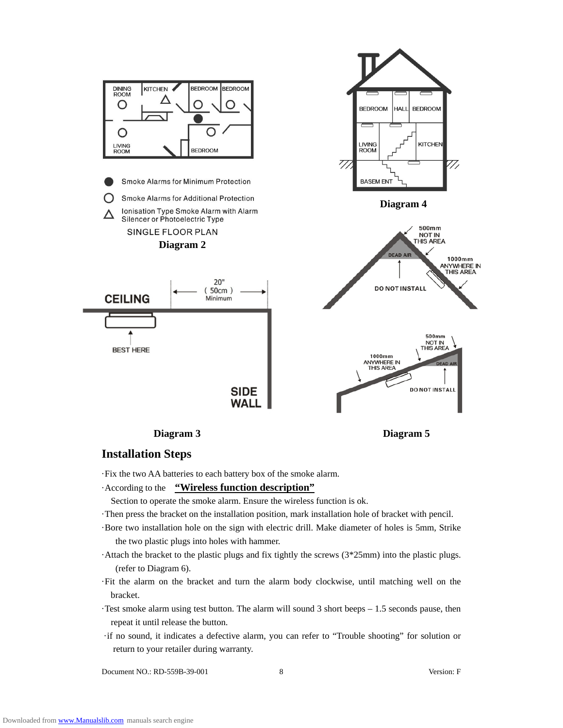DINING ROOM | KITCHEN | BEDROOM | BEDROOM

LIVING ROOM | BEDROOM

● Smoke Alarms for Minimum Protection

○ Smoke Alarms for Additional Protection

△ Ionisation Type Smoke Alarm with Alarm Silencer or Photoelectric Type

SINGLE FLOOR PLAN

**Diagram 2**

BEDROOM | HALL | BEDROOM

LIVING ROOM | KITCHEN

BASEM ENT

**Diagram 4**

500mm NOT IN THIS AREA

DEAD AIR

1000mm ANYWHERE IN THIS AREA

DO NOT INSTALL

CEILING

20" ( 50cm ) Minimum

BEST HERE

SIDE WALL

500mm NOT IN THIS AREA

1000mm ANYWHERE IN THIS AREA

DEAD AIR

DO NOT INSTALL

**Diagram 3**

**Diagram 5**

## Installation Steps

- Fix the two AA batteries to each battery box of the smoke alarm.
- According to the **"Wireless function description"** Section to operate the smoke alarm. Ensure the wireless function is ok.
- Then press the bracket on the installation position, mark installation hole of bracket with pencil.
- Bore two installation hole on the sign with electric drill. Make diameter of holes is 5mm, Strike the two plastic plugs into holes with hammer.
- Attach the bracket to the plastic plugs and fix tightly the screws (3*25mm) into the plastic plugs. (refer to Diagram 6).
- Fit the alarm on the bracket and turn the alarm body clockwise, until matching well on the bracket.
- Test smoke alarm using test button. The alarm will sound 3 short beeps – 1.5 seconds pause, then repeat it until release the button.
- if no sound, it indicates a defective alarm, you can refer to "Trouble shooting" for solution or return to your retailer during warranty.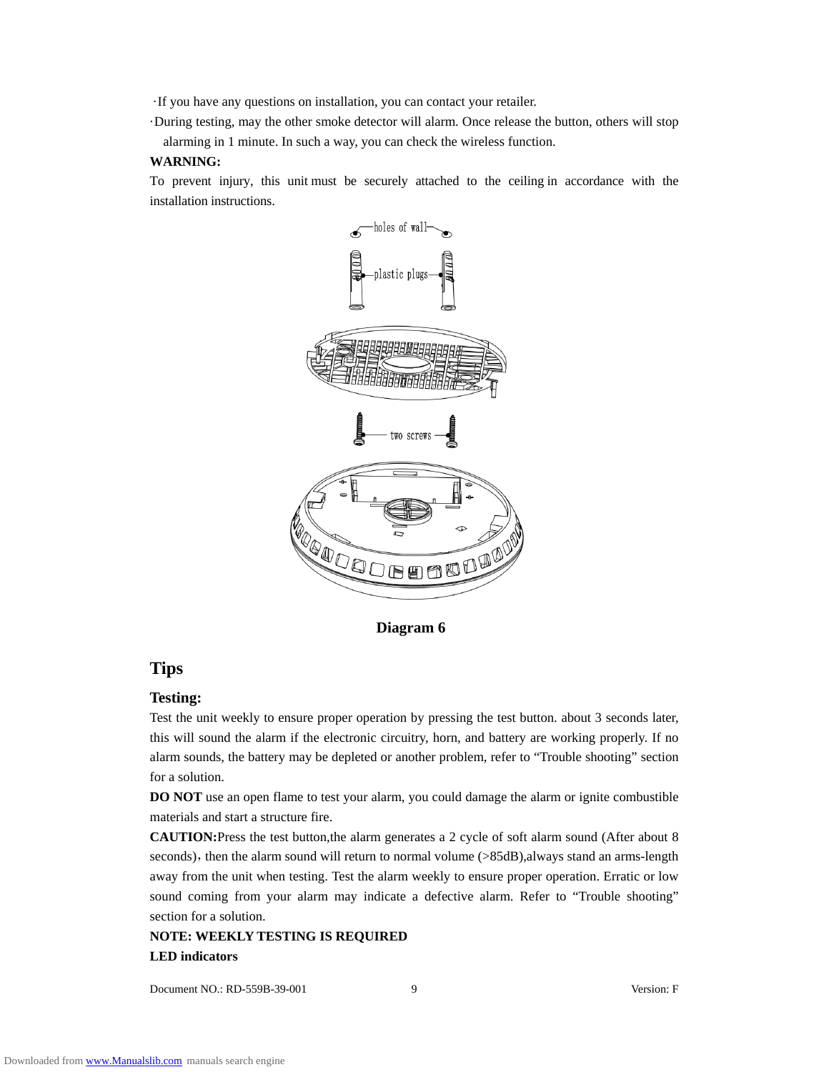·If you have any questions on installation, you can contact your retailer.

·During testing, may the other smoke detector will alarm. Once release the button, others will stop alarming in 1 minute. In such a way, you can check the wireless function.

**WARNING:**

To prevent injury, this unit must be securely attached to the ceiling in accordance with the installation instructions.

holes of wall

plastic plugs

two screws

**Diagram 6**

## Tips

### Testing:

Test the unit weekly to ensure proper operation by pressing the test button. about 3 seconds later, this will sound the alarm if the electronic circuitry, horn, and battery are working properly. If no alarm sounds, the battery may be depleted or another problem, refer to "Trouble shooting" section for a solution.

**DO NOT** use an open flame to test your alarm, you could damage the alarm or ignite combustible materials and start a structure fire.

**CAUTION:**Press the test button,the alarm generates a 2 cycle of soft alarm sound (After about 8 seconds)，then the alarm sound will return to normal volume (>85dB),always stand an arms-length away from the unit when testing. Test the alarm weekly to ensure proper operation. Erratic or low sound coming from your alarm may indicate a defective alarm. Refer to "Trouble shooting" section for a solution.

**NOTE: WEEKLY TESTING IS REQUIRED**

**LED indicators**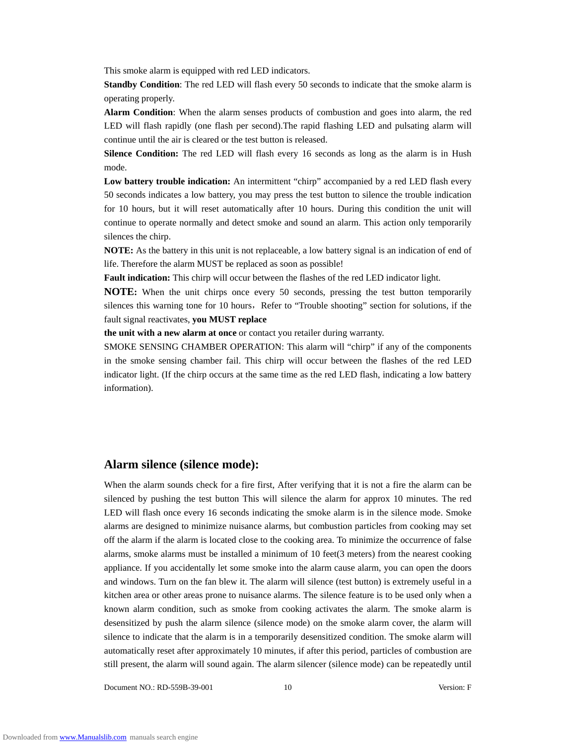This smoke alarm is equipped with red LED indicators.

**Standby Condition**: The red LED will flash every 50 seconds to indicate that the smoke alarm is operating properly.

**Alarm Condition**: When the alarm senses products of combustion and goes into alarm, the red LED will flash rapidly (one flash per second).The rapid flashing LED and pulsating alarm will continue until the air is cleared or the test button is released.

**Silence Condition:** The red LED will flash every 16 seconds as long as the alarm is in Hush mode.

**Low battery trouble indication:** An intermittent "chirp" accompanied by a red LED flash every 50 seconds indicates a low battery, you may press the test button to silence the trouble indication for 10 hours, but it will reset automatically after 10 hours. During this condition the unit will continue to operate normally and detect smoke and sound an alarm. This action only temporarily silences the chirp.

**NOTE:** As the battery in this unit is not replaceable, a low battery signal is an indication of end of life. Therefore the alarm MUST be replaced as soon as possible!

**Fault indication:** This chirp will occur between the flashes of the red LED indicator light.

**NOTE:** When the unit chirps once every 50 seconds, pressing the test button temporarily silences this warning tone for 10 hours，Refer to "Trouble shooting" section for solutions, if the fault signal reactivates, **you MUST replace the unit with a new alarm at once** or contact you retailer during warranty.

SMOKE SENSING CHAMBER OPERATION: This alarm will "chirp" if any of the components in the smoke sensing chamber fail. This chirp will occur between the flashes of the red LED indicator light. (If the chirp occurs at the same time as the red LED flash, indicating a low battery information).

## Alarm silence (silence mode):

When the alarm sounds check for a fire first, After verifying that it is not a fire the alarm can be silenced by pushing the test button This will silence the alarm for approx 10 minutes. The red LED will flash once every 16 seconds indicating the smoke alarm is in the silence mode. Smoke alarms are designed to minimize nuisance alarms, but combustion particles from cooking may set off the alarm if the alarm is located close to the cooking area. To minimize the occurrence of false alarms, smoke alarms must be installed a minimum of 10 feet(3 meters) from the nearest cooking appliance. If you accidentally let some smoke into the alarm cause alarm, you can open the doors and windows. Turn on the fan blew it. The alarm will silence (test button) is extremely useful in a kitchen area or other areas prone to nuisance alarms. The silence feature is to be used only when a known alarm condition, such as smoke from cooking activates the alarm. The smoke alarm is desensitized by push the alarm silence (silence mode) on the smoke alarm cover, the alarm will silence to indicate that the alarm is in a temporarily desensitized condition. The smoke alarm will automatically reset after approximately 10 minutes, if after this period, particles of combustion are still present, the alarm will sound again. The alarm silencer (silence mode) can be repeatedly until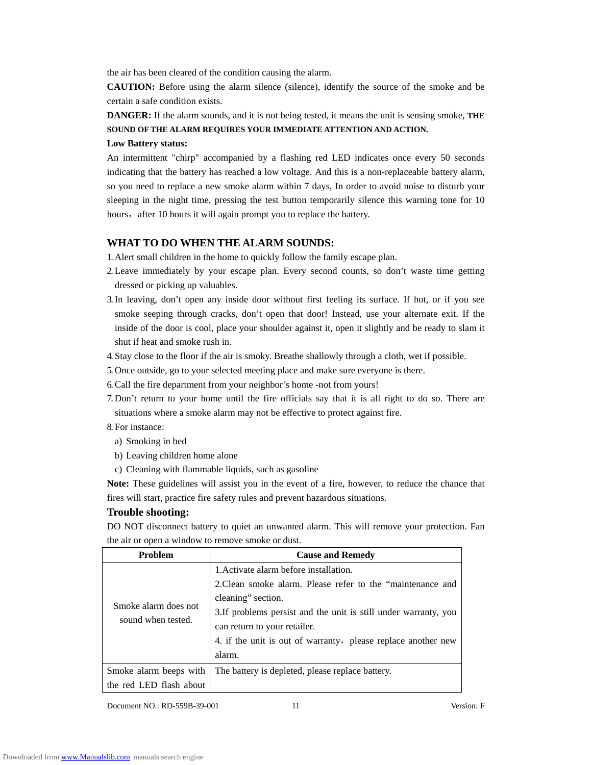the air has been cleared of the condition causing the alarm.

**CAUTION:** Before using the alarm silence (silence), identify the source of the smoke and be certain a safe condition exists.

**DANGER:** If the alarm sounds, and it is not being tested, it means the unit is sensing smoke, **THE SOUND OF THE ALARM REQUIRES YOUR IMMEDIATE ATTENTION AND ACTION.**

**Low Battery status:**

An intermittent "chirp" accompanied by a flashing red LED indicates once every 50 seconds indicating that the battery has reached a low voltage. And this is a non-replaceable battery alarm, so you need to replace a new smoke alarm within 7 days, In order to avoid noise to disturb your sleeping in the night time, pressing the test button temporarily silence this warning tone for 10 hours，after 10 hours it will again prompt you to replace the battery.

## WHAT TO DO WHEN THE ALARM SOUNDS:

1. Alert small children in the home to quickly follow the family escape plan.
2. Leave immediately by your escape plan. Every second counts, so don't waste time getting dressed or picking up valuables.
3. In leaving, don't open any inside door without first feeling its surface. If hot, or if you see smoke seeping through cracks, don't open that door! Instead, use your alternate exit. If the inside of the door is cool, place your shoulder against it, open it slightly and be ready to slam it shut if heat and smoke rush in.
4. Stay close to the floor if the air is smoky. Breathe shallowly through a cloth, wet if possible.
5. Once outside, go to your selected meeting place and make sure everyone is there.
6. Call the fire department from your neighbor's home -not from yours!
7. Don't return to your home until the fire officials say that it is all right to do so. There are situations where a smoke alarm may not be effective to protect against fire.
8. For instance:
   a) Smoking in bed
   b) Leaving children home alone
   c) Cleaning with flammable liquids, such as gasoline

**Note:** These guidelines will assist you in the event of a fire, however, to reduce the chance that fires will start, practice fire safety rules and prevent hazardous situations.

## Trouble shooting:

DO NOT disconnect battery to quiet an unwanted alarm. This will remove your protection. Fan the air or open a window to remove smoke or dust.

| Problem | Cause and Remedy |
|---|---|
| Smoke alarm does not sound when tested. | 1.Activate alarm before installation.<br>2.Clean smoke alarm. Please refer to the "maintenance and cleaning" section.<br>3.If problems persist and the unit is still under warranty, you can return to your retailer.<br>4. if the unit is out of warranty，please replace another new alarm. |
| Smoke alarm beeps with the red LED flash about | The battery is depleted, please replace battery. |

Document NO.: RD-559B-39-001 Version: F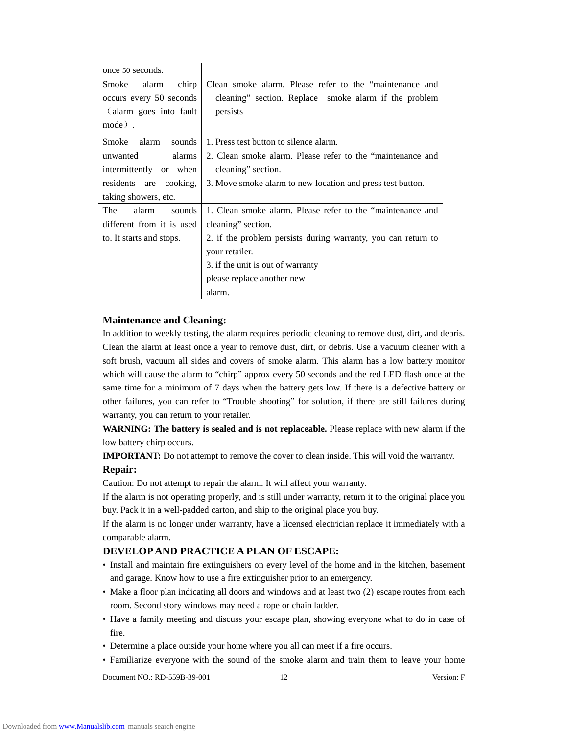| once 50 seconds. | |
|---|---|
| Smoke alarm chirp occurs every 50 seconds（alarm goes into fault mode）. | Clean smoke alarm. Please refer to the “maintenance and cleaning” section. Replace smoke alarm if the problem persists |
| Smoke alarm sounds unwanted alarms intermittently or when residents are cooking, taking showers, etc. | 1. Press test button to silence alarm.<br>2. Clean smoke alarm. Please refer to the “maintenance and cleaning” section.<br>3. Move smoke alarm to new location and press test button. |
| The alarm sounds different from it is used to. It starts and stops. | 1. Clean smoke alarm. Please refer to the “maintenance and cleaning” section.<br>2. if the problem persists during warranty, you can return to your retailer.<br>3. if the unit is out of warranty please replace another new alarm. |

## Maintenance and Cleaning:

In addition to weekly testing, the alarm requires periodic cleaning to remove dust, dirt, and debris. Clean the alarm at least once a year to remove dust, dirt, or debris. Use a vacuum cleaner with a soft brush, vacuum all sides and covers of smoke alarm. This alarm has a low battery monitor which will cause the alarm to “chirp” approx every 50 seconds and the red LED flash once at the same time for a minimum of 7 days when the battery gets low. If there is a defective battery or other failures, you can refer to “Trouble shooting” for solution, if there are still failures during warranty, you can return to your retailer.

**WARNING: The battery is sealed and is not replaceable.** Please replace with new alarm if the low battery chirp occurs.

**IMPORTANT:** Do not attempt to remove the cover to clean inside. This will void the warranty.

## Repair:

Caution: Do not attempt to repair the alarm. It will affect your warranty.

If the alarm is not operating properly, and is still under warranty, return it to the original place you buy. Pack it in a well-padded carton, and ship to the original place you buy.

If the alarm is no longer under warranty, have a licensed electrician replace it immediately with a comparable alarm.

## DEVELOP AND PRACTICE A PLAN OF ESCAPE:

- Install and maintain fire extinguishers on every level of the home and in the kitchen, basement and garage. Know how to use a fire extinguisher prior to an emergency.
- Make a floor plan indicating all doors and windows and at least two (2) escape routes from each room. Second story windows may need a rope or chain ladder.
- Have a family meeting and discuss your escape plan, showing everyone what to do in case of fire.
- Determine a place outside your home where you all can meet if a fire occurs.
- Familiarize everyone with the sound of the smoke alarm and train them to leave your home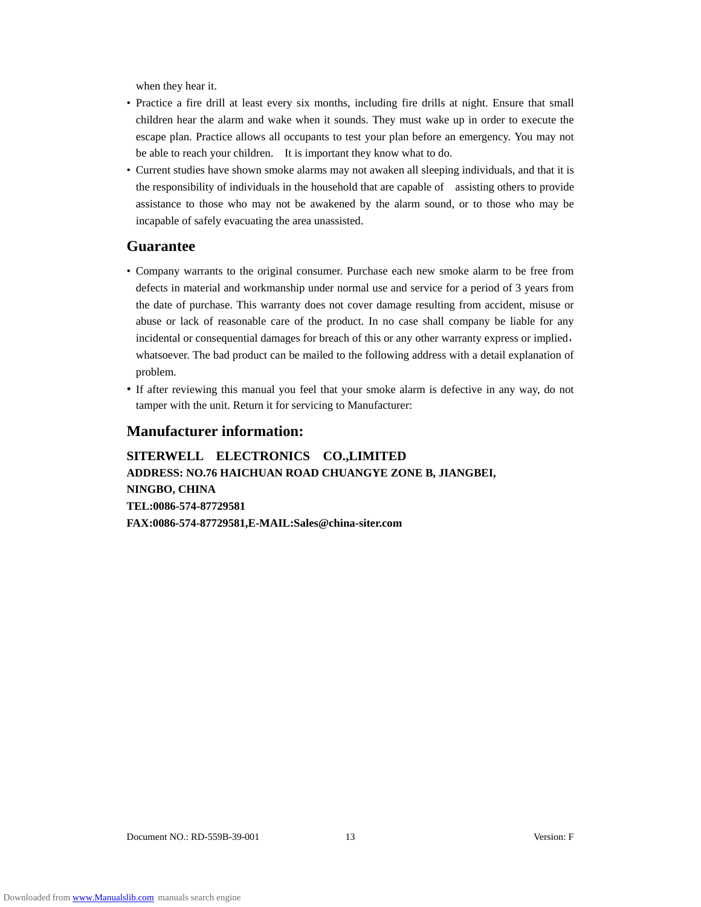when they hear it.

- Practice a fire drill at least every six months, including fire drills at night. Ensure that small children hear the alarm and wake when it sounds. They must wake up in order to execute the escape plan. Practice allows all occupants to test your plan before an emergency. You may not be able to reach your children. It is important they know what to do.
- Current studies have shown smoke alarms may not awaken all sleeping individuals, and that it is the responsibility of individuals in the household that are capable of assisting others to provide assistance to those who may not be awakened by the alarm sound, or to those who may be incapable of safely evacuating the area unassisted.

## Guarantee

- Company warrants to the original consumer. Purchase each new smoke alarm to be free from defects in material and workmanship under normal use and service for a period of 3 years from the date of purchase. This warranty does not cover damage resulting from accident, misuse or abuse or lack of reasonable care of the product. In no case shall company be liable for any incidental or consequential damages for breach of this or any other warranty express or implied，whatsoever. The bad product can be mailed to the following address with a detail explanation of problem.
- If after reviewing this manual you feel that your smoke alarm is defective in any way, do not tamper with the unit. Return it for servicing to Manufacturer:

## Manufacturer information:

**SITERWELL ELECTRONICS CO.,LIMITED**
**ADDRESS: NO.76 HAICHUAN ROAD CHUANGYE ZONE B, JIANGBEI, NINGBO, CHINA**
**TEL:0086-574-87729581**
**FAX:0086-574-87729581,E-MAIL:Sales@china-siter.com**

Document NO.: RD-559B-39-001 Version: F